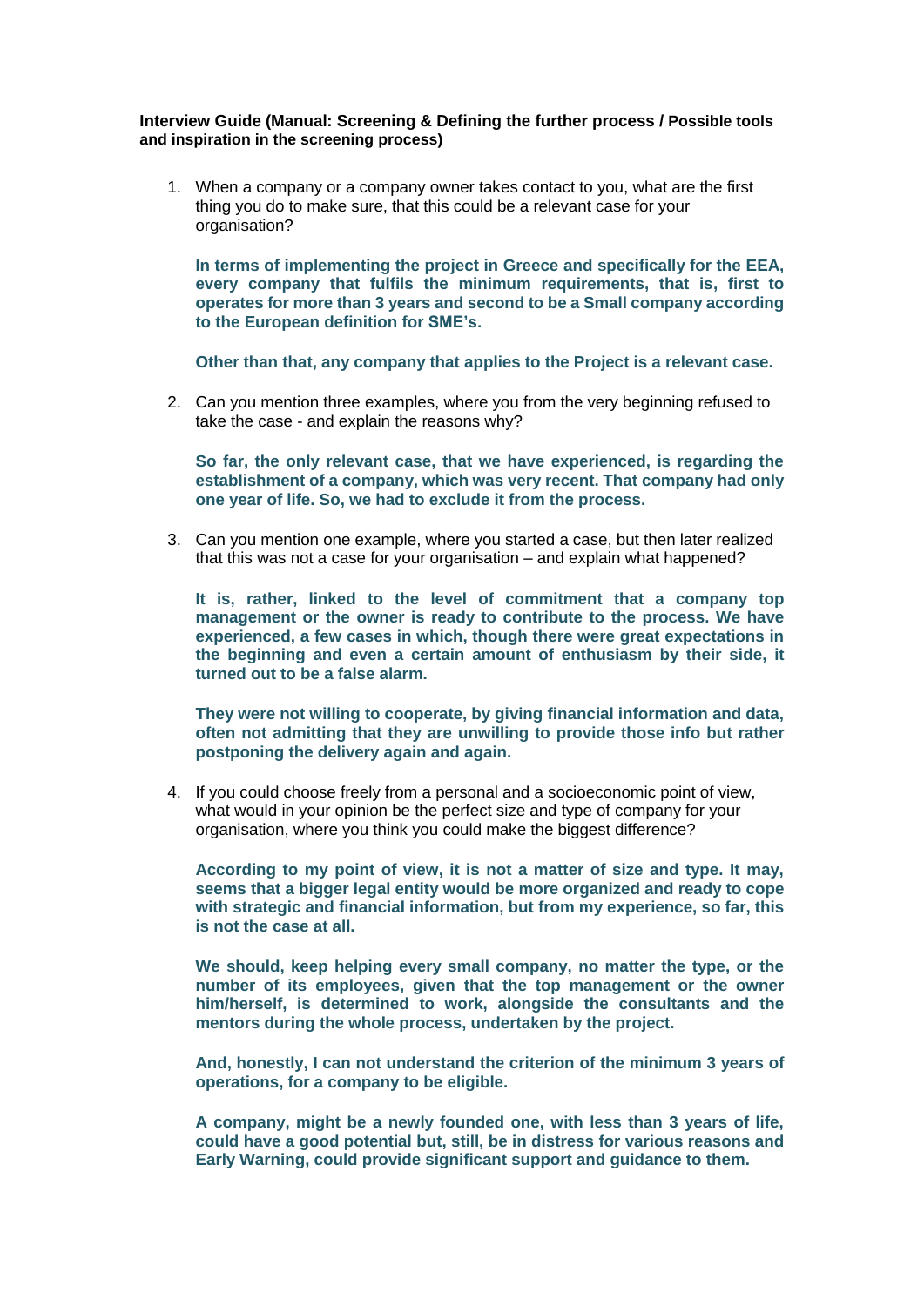**Interview Guide (Manual: Screening & Defining the further process / Possible tools and inspiration in the screening process)**

1. When a company or a company owner takes contact to you, what are the first thing you do to make sure, that this could be a relevant case for your organisation?

   **In terms of implementing the project in Greece and specifically for the EEA, every company that fulfils the minimum requirements, that is, first to operates for more than 3 years and second to be a Small company according to the European definition for SME's.**

   **Other than that, any company that applies to the Project is a relevant case.**

2. Can you mention three examples, where you from the very beginning refused to take the case - and explain the reasons why?

   **So far, the only relevant case, that we have experienced, is regarding the establishment of a company, which was very recent. That company had only one year of life. So, we had to exclude it from the process.**

3. Can you mention one example, where you started a case, but then later realized that this was not a case for your organisation – and explain what happened?

   **It is, rather, linked to the level of commitment that a company top management or the owner is ready to contribute to the process. We have experienced, a few cases in which, though there were great expectations in the beginning and even a certain amount of enthusiasm by their side, it turned out to be a false alarm.**

   **They were not willing to cooperate, by giving financial information and data, often not admitting that they are unwilling to provide those info but rather postponing the delivery again and again.**

4. If you could choose freely from a personal and a socioeconomic point of view, what would in your opinion be the perfect size and type of company for your organisation, where you think you could make the biggest difference?

   **According to my point of view, it is not a matter of size and type. It may, seems that a bigger legal entity would be more organized and ready to cope with strategic and financial information, but from my experience, so far, this is not the case at all.**

   **We should, keep helping every small company, no matter the type, or the number of its employees, given that the top management or the owner him/herself, is determined to work, alongside the consultants and the mentors during the whole process, undertaken by the project.**

   **And, honestly, I can not understand the criterion of the minimum 3 years of operations, for a company to be eligible.**

   **A company, might be a newly founded one, with less than 3 years of life, could have a good potential but, still, be in distress for various reasons and Early Warning, could provide significant support and guidance to them.**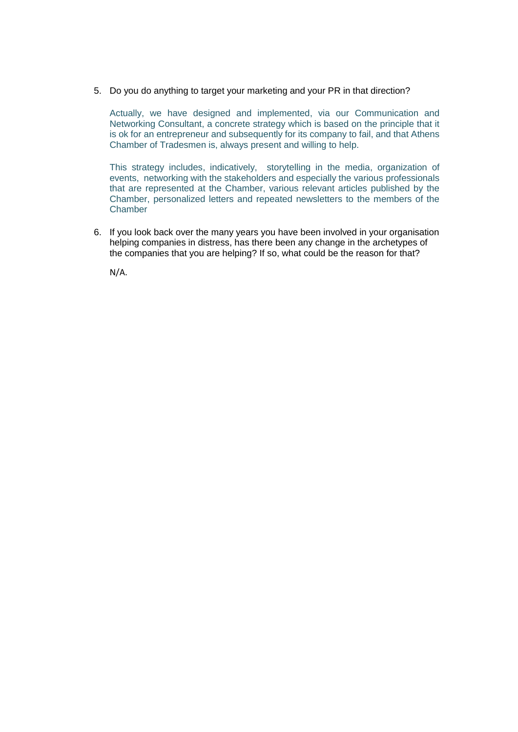5. Do you do anything to target your marketing and your PR in that direction?

   Actually, we have designed and implemented, via our Communication and Networking Consultant, a concrete strategy which is based on the principle that it is ok for an entrepreneur and subsequently for its company to fail, and that Athens Chamber of Tradesmen is, always present and willing to help.

   This strategy includes, indicatively, storytelling in the media, organization of events, networking with the stakeholders and especially the various professionals that are represented at the Chamber, various relevant articles published by the Chamber, personalized letters and repeated newsletters to the members of the Chamber

6. If you look back over the many years you have been involved in your organisation helping companies in distress, has there been any change in the archetypes of the companies that you are helping? If so, what could be the reason for that?

   N/A.